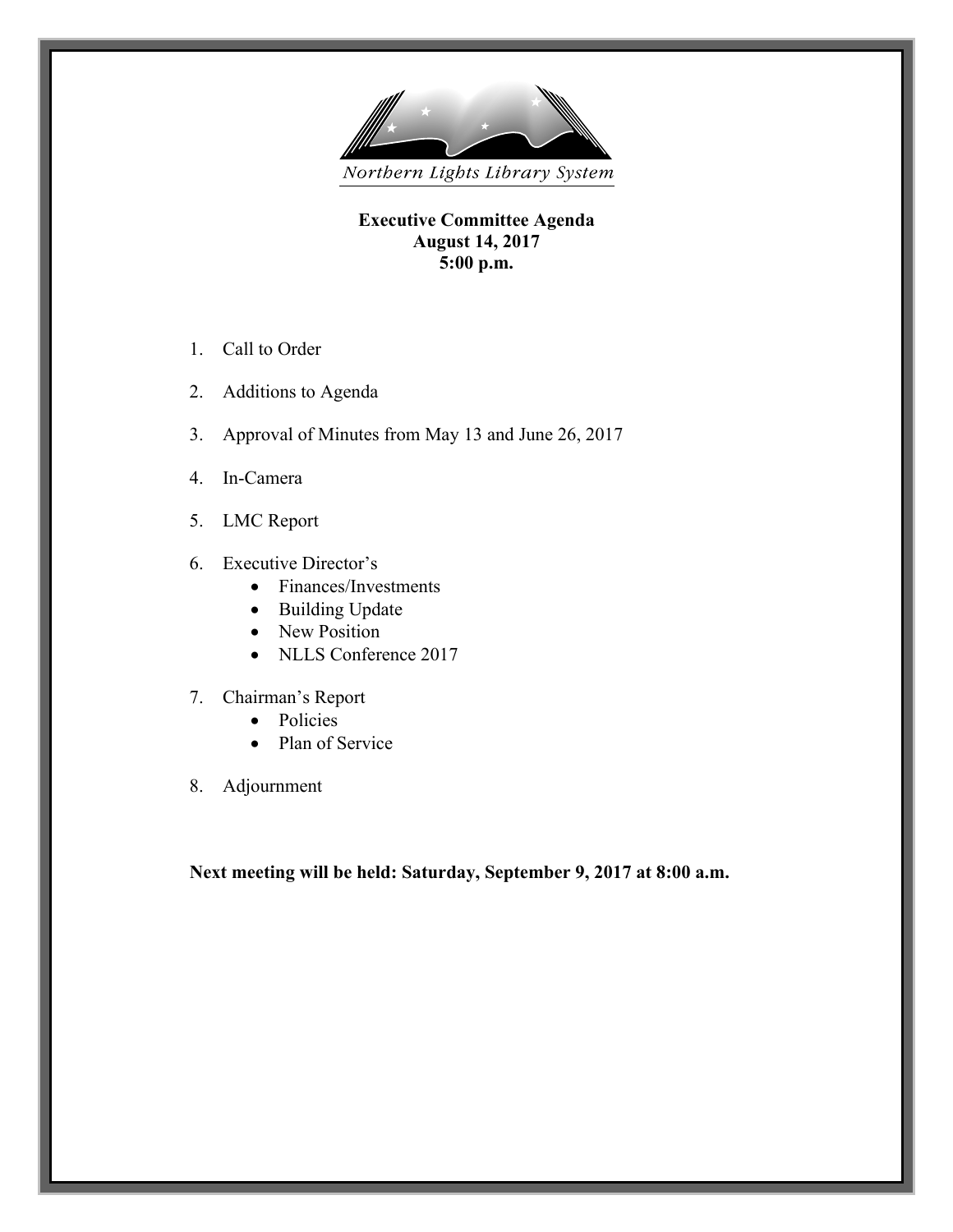Northern Lights Library System

**Executive Committee Agenda**
**August 14, 2017**
**5:00 p.m.**

1. Call to Order

2. Additions to Agenda

3. Approval of Minutes from May 13 and June 26, 2017

4. In-Camera

5. LMC Report

6. Executive Director's
   - Finances/Investments
   - Building Update
   - New Position
   - NLLS Conference 2017

7. Chairman's Report
   - Policies
   - Plan of Service

8. Adjournment

**Next meeting will be held: Saturday, September 9, 2017 at 8:00 a.m.**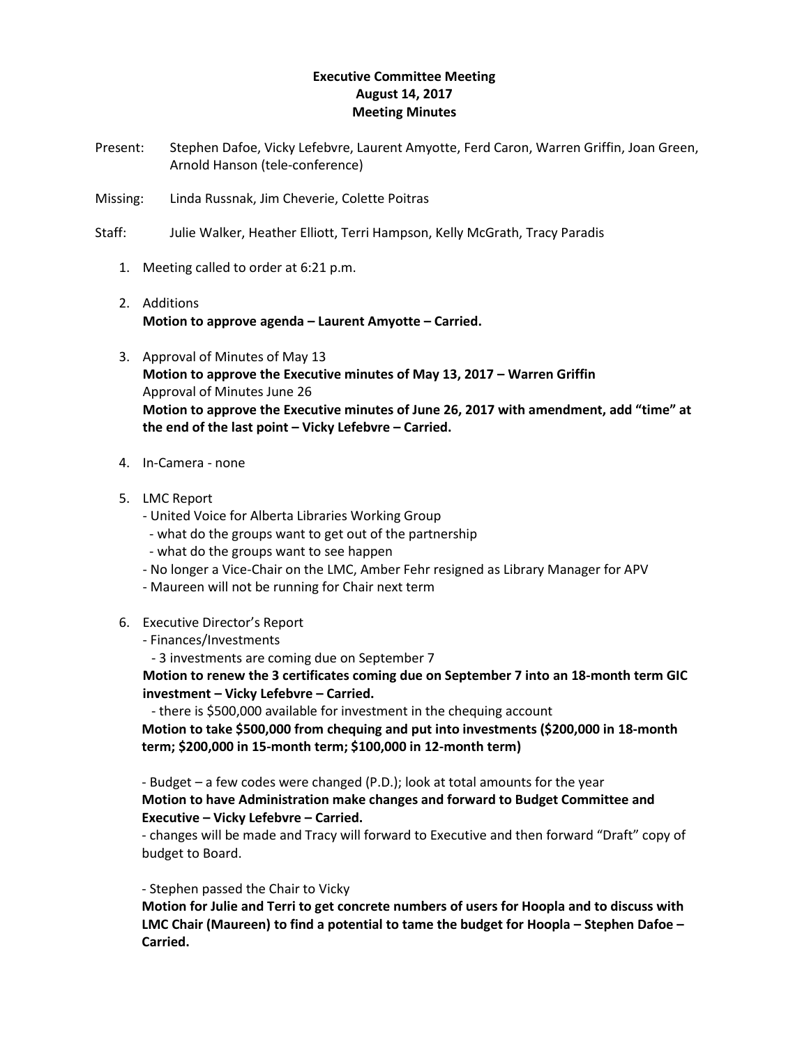**Executive Committee Meeting**
**August 14, 2017**
**Meeting Minutes**

Present: Stephen Dafoe, Vicky Lefebvre, Laurent Amyotte, Ferd Caron, Warren Griffin, Joan Green, Arnold Hanson (tele-conference)

Missing: Linda Russnak, Jim Cheverie, Colette Poitras

Staff: Julie Walker, Heather Elliott, Terri Hampson, Kelly McGrath, Tracy Paradis

1. Meeting called to order at 6:21 p.m.

2. Additions
   **Motion to approve agenda – Laurent Amyotte – Carried.**

3. Approval of Minutes of May 13
   **Motion to approve the Executive minutes of May 13, 2017 – Warren Griffin**
   Approval of Minutes June 26
   **Motion to approve the Executive minutes of June 26, 2017 with amendment, add "time" at the end of the last point – Vicky Lefebvre – Carried.**

4. In-Camera - none

5. LMC Report
   - United Voice for Alberta Libraries Working Group
     - what do the groups want to get out of the partnership
     - what do the groups want to see happen
   - No longer a Vice-Chair on the LMC, Amber Fehr resigned as Library Manager for APV
   - Maureen will not be running for Chair next term

6. Executive Director's Report
   - Finances/Investments
     - 3 investments are coming due on September 7

   **Motion to renew the 3 certificates coming due on September 7 into an 18-month term GIC investment – Vicky Lefebvre – Carried.**

   - there is $500,000 available for investment in the chequing account

   **Motion to take $500,000 from chequing and put into investments ($200,000 in 18-month term; $200,000 in 15-month term; $100,000 in 12-month term)**

   - Budget – a few codes were changed (P.D.); look at total amounts for the year

   **Motion to have Administration make changes and forward to Budget Committee and Executive – Vicky Lefebvre – Carried.**

   - changes will be made and Tracy will forward to Executive and then forward "Draft" copy of budget to Board.

   - Stephen passed the Chair to Vicky

   **Motion for Julie and Terri to get concrete numbers of users for Hoopla and to discuss with LMC Chair (Maureen) to find a potential to tame the budget for Hoopla – Stephen Dafoe – Carried.**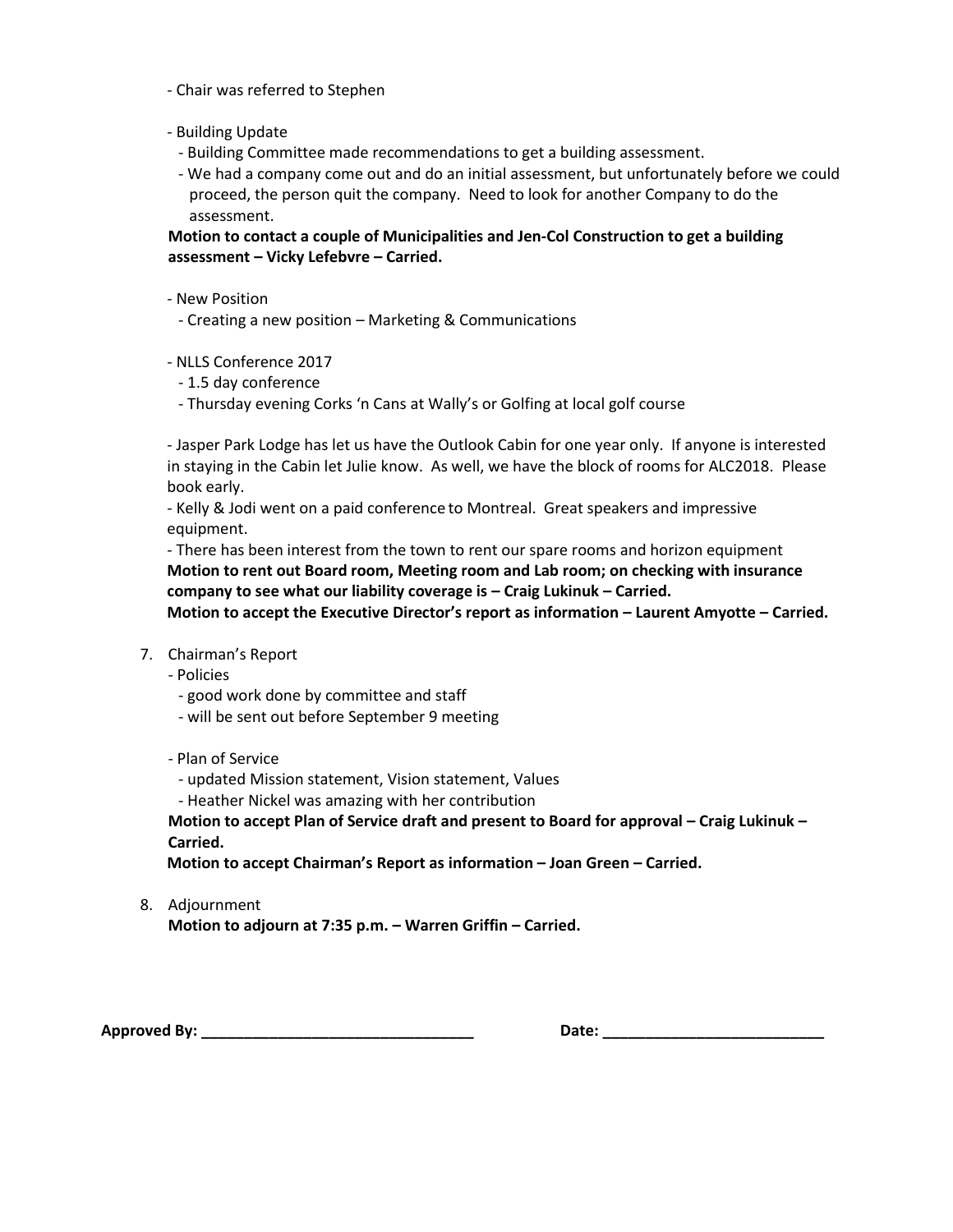- Chair was referred to Stephen

- Building Update
  - Building Committee made recommendations to get a building assessment.
  - We had a company come out and do an initial assessment, but unfortunately before we could proceed, the person quit the company. Need to look for another Company to do the assessment.

**Motion to contact a couple of Municipalities and Jen-Col Construction to get a building assessment – Vicky Lefebvre – Carried.**

- New Position
  - Creating a new position – Marketing & Communications

- NLLS Conference 2017
  - 1.5 day conference
  - Thursday evening Corks 'n Cans at Wally's or Golfing at local golf course

- Jasper Park Lodge has let us have the Outlook Cabin for one year only. If anyone is interested in staying in the Cabin let Julie know. As well, we have the block of rooms for ALC2018. Please book early.
- Kelly & Jodi went on a paid conference to Montreal. Great speakers and impressive equipment.
- There has been interest from the town to rent our spare rooms and horizon equipment

**Motion to rent out Board room, Meeting room and Lab room; on checking with insurance company to see what our liability coverage is – Craig Lukinuk – Carried.**
**Motion to accept the Executive Director's report as information – Laurent Amyotte – Carried.**

7. Chairman's Report
   - Policies
     - good work done by committee and staff
     - will be sent out before September 9 meeting

   - Plan of Service
     - updated Mission statement, Vision statement, Values
     - Heather Nickel was amazing with her contribution

   **Motion to accept Plan of Service draft and present to Board for approval – Craig Lukinuk – Carried.**
   **Motion to accept Chairman's Report as information – Joan Green – Carried.**

8. Adjournment
   **Motion to adjourn at 7:35 p.m. – Warren Griffin – Carried.**

**Approved By:** ________________________________ **Date:** __________________________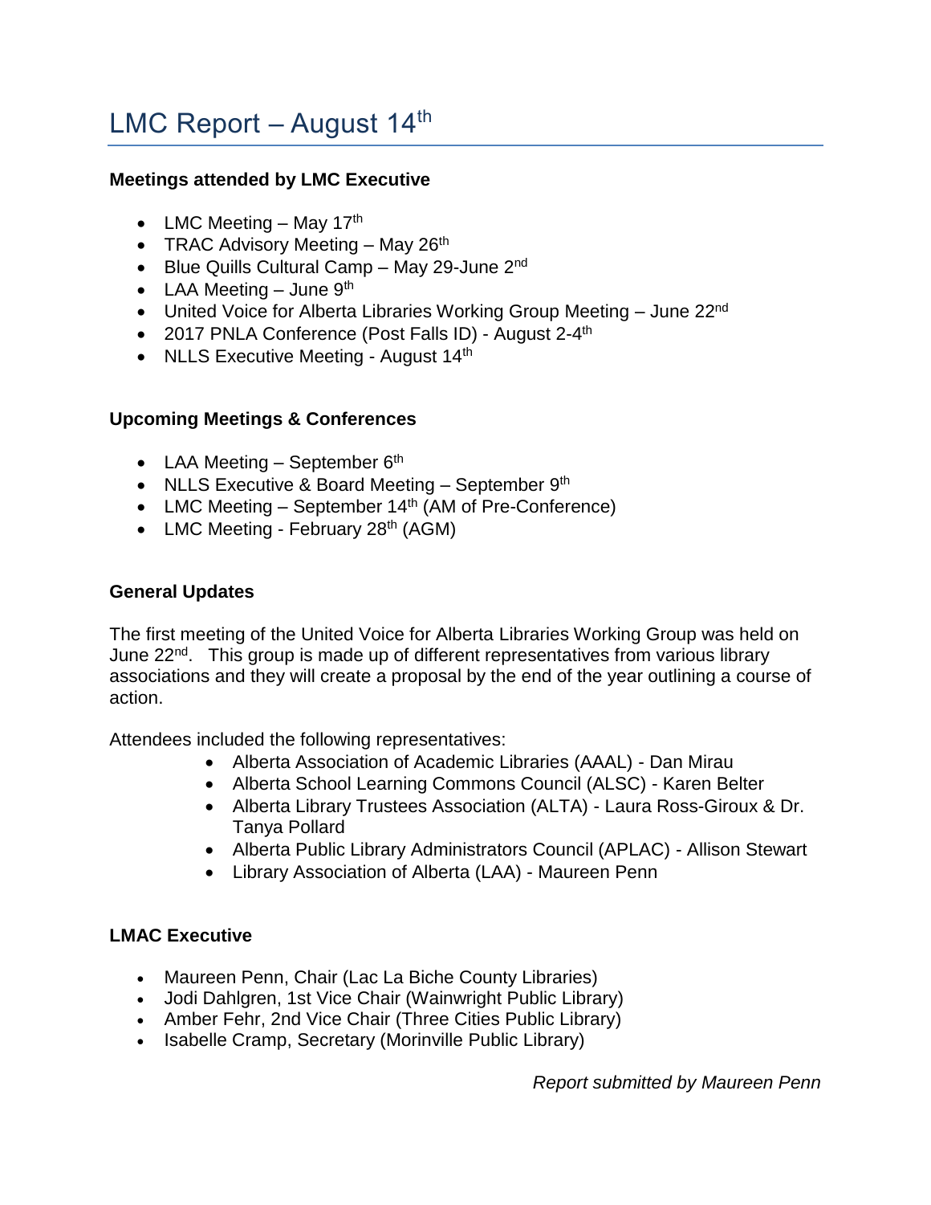# LMC Report – August 14th

**Meetings attended by LMC Executive**

- LMC Meeting – May 17th
- TRAC Advisory Meeting – May 26th
- Blue Quills Cultural Camp – May 29-June 2nd
- LAA Meeting – June 9th
- United Voice for Alberta Libraries Working Group Meeting – June 22nd
- 2017 PNLA Conference (Post Falls ID) - August 2-4th
- NLLS Executive Meeting - August 14th

**Upcoming Meetings & Conferences**

- LAA Meeting – September 6th
- NLLS Executive & Board Meeting – September 9th
- LMC Meeting – September 14th (AM of Pre-Conference)
- LMC Meeting - February 28th (AGM)

**General Updates**

The first meeting of the United Voice for Alberta Libraries Working Group was held on June 22nd. This group is made up of different representatives from various library associations and they will create a proposal by the end of the year outlining a course of action.

Attendees included the following representatives:

- Alberta Association of Academic Libraries (AAAL) - Dan Mirau
- Alberta School Learning Commons Council (ALSC) - Karen Belter
- Alberta Library Trustees Association (ALTA) - Laura Ross-Giroux & Dr. Tanya Pollard
- Alberta Public Library Administrators Council (APLAC) - Allison Stewart
- Library Association of Alberta (LAA) - Maureen Penn

**LMAC Executive**

- Maureen Penn, Chair (Lac La Biche County Libraries)
- Jodi Dahlgren, 1st Vice Chair (Wainwright Public Library)
- Amber Fehr, 2nd Vice Chair (Three Cities Public Library)
- Isabelle Cramp, Secretary (Morinville Public Library)

*Report submitted by Maureen Penn*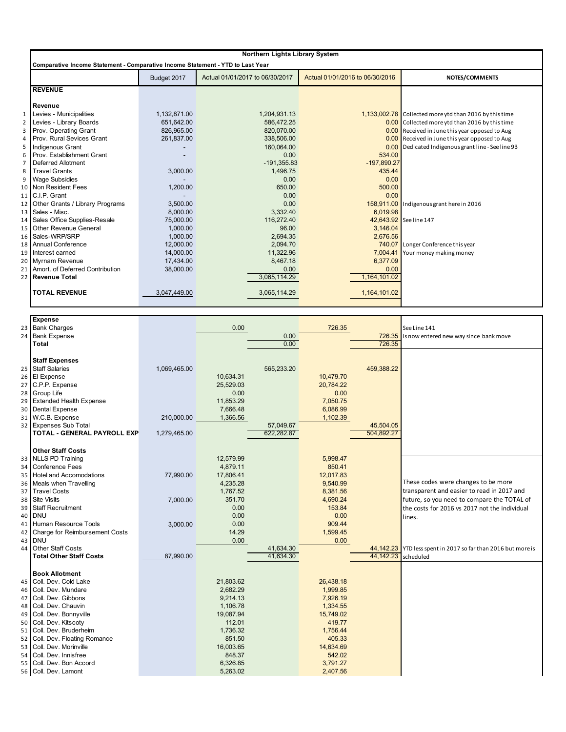# Northern Lights Library System

**Comparative Income Statement - Comparative Income Statement - YTD to Last Year**

| # | | Budget 2017 | Actual 01/01/2017 to 06/30/2017 | | Actual 01/01/2016 to 06/30/2016 | | NOTES/COMMENTS |
|---|---|---|---|---|---|---|---|
| | **REVENUE** | | | | | | |
| | **Revenue** | | | | | | |
| 1 | Levies - Municipalities | 1,132,871.00 | | 1,204,931.13 | | 1,133,002.78 | Collected more ytd than 2016 by this time |
| 2 | Levies - Library Boards | 651,642.00 | | 586,472.25 | | 0.00 | Collected more ytd than 2016 by this time |
| 3 | Prov. Operating Grant | 826,965.00 | | 820,070.00 | | 0.00 | Received in June this year opposed to Aug |
| 4 | Prov. Rural Sevices Grant | 261,837.00 | | 338,506.00 | | 0.00 | Received in June this year opposed to Aug |
| 5 | Indigenous Grant | - | | 160,064.00 | | 0.00 | Dedicated Indigenous grant line - See line 93 |
| 6 | Prov. Establishment Grant | - | | 0.00 | | 534.00 | |
| 7 | Deferred Allotment | | | -191,355.83 | | -197,890.27 | |
| 8 | Travel Grants | 3,000.00 | | 1,496.75 | | 435.44 | |
| 9 | Wage Subsidies | - | | 0.00 | | 0.00 | |
| 10 | Non Resident Fees | 1,200.00 | | 650.00 | | 500.00 | |
| 11 | C.I.P. Grant | - | | 0.00 | | 0.00 | |
| 12 | Other Grants / Library Programs | 3,500.00 | | 0.00 | | 158,911.00 | Indigenous grant here in 2016 |
| 13 | Sales - Misc. | 8,000.00 | | 3,332.40 | | 6,019.98 | |
| 14 | Sales Office Supplies-Resale | 75,000.00 | | 116,272.40 | | 42,643.92 | See line 147 |
| 15 | Other Revenue General | 1,000.00 | | 96.00 | | 3,146.04 | |
| 16 | Sales-WRP/SRP | 1,000.00 | | 2,694.35 | | 2,676.56 | |
| 18 | Annual Conference | 12,000.00 | | 2,094.70 | | 740.07 | Longer Conference this year |
| 19 | Interest earned | 14,000.00 | | 11,322.96 | | 7,004.41 | Your money making money |
| 20 | Myrnam Revenue | 17,434.00 | | 8,467.18 | | 6,377.09 | |
| 21 | Amort. of Deferred Contribution | 38,000.00 | | 0.00 | | 0.00 | |
| 22 | **Revenue Total** | | | 3,065,114.29 | | 1,164,101.02 | |
| | **TOTAL REVENUE** | 3,047,449.00 | | 3,065,114.29 | | 1,164,101.02 | |
| | **Expense** | | | | | | |
| 23 | Bank Charges | | 0.00 | | 726.35 | | See Line 141 |
| 24 | Bank Expense | | | 0.00 | | 726.35 | Is now entered new way since bank move |
| | **Total** | | | 0.00 | | 726.35 | |
| | **Staff Expenses** | | | | | | |
| 25 | Staff Salaries | 1,069,465.00 | | 565,233.20 | | 459,388.22 | |
| 26 | EI Expense | | 10,634.31 | | 10,479.70 | | |
| 27 | C.P.P. Expense | | 25,529.03 | | 20,784.22 | | |
| 28 | Group Life | | 0.00 | | 0.00 | | |
| 29 | Extended Health Expense | | 11,853.29 | | 7,050.75 | | |
| 30 | Dental Expense | | 7,666.48 | | 6,086.99 | | |
| 31 | W.C.B. Expense | 210,000.00 | 1,366.56 | | 1,102.39 | | |
| 32 | Expenses Sub Total | | | 57,049.67 | | 45,504.05 | |
| | **TOTAL - GENERAL PAYROLL EXP** | 1,279,465.00 | | 622,282.87 | | 504,892.27 | |
| | **Other Staff Costs** | | | | | | |
| 33 | NLLS PD Training | | 12,579.99 | | 5,998.47 | | |
| 34 | Conference Fees | | 4,879.11 | | 850.41 | | |
| 35 | Hotel and Accomodations | 77,990.00 | 17,806.41 | | 12,017.83 | | These codes were changes to be more transparent and easier to read in 2017 and future, so you need to compare the TOTAL of the costs for 2016 vs 2017 not the individual lines. |
| 36 | Meals when Travelling | | 4,235.28 | | 9,540.99 | | |
| 37 | Travel Costs | | 1,767.52 | | 8,381.56 | | |
| 38 | Site Visits | 7,000.00 | 351.70 | | 4,690.24 | | |
| 39 | Staff Recruitment | | 0.00 | | 153.84 | | |
| 40 | DNU | | 0.00 | | 0.00 | | |
| 41 | Human Resource Tools | 3,000.00 | 0.00 | | 909.44 | | |
| 42 | Charge for Reimbursement Costs | | 14.29 | | 1,599.45 | | |
| 43 | DNU | | 0.00 | | 0.00 | | |
| 44 | Other Staff Costs | | | 41,634.30 | | 44,142.23 | YTD less spent in 2017 so far than 2016 but more is scheduled |
| | **Total Other Staff Costs** | 87,990.00 | | 41,634.30 | | 44,142.23 | |
| | **Book Allotment** | | | | | | |
| 45 | Coll. Dev. Cold Lake | | 21,803.62 | | 26,438.18 | | |
| 46 | Coll. Dev. Mundare | | 2,682.29 | | 1,999.85 | | |
| 47 | Coll. Dev. Gibbons | | 9,214.13 | | 7,926.19 | | |
| 48 | Coll. Dev. Chauvin | | 1,106.78 | | 1,334.55 | | |
| 49 | Coll. Dev. Bonnyville | | 19,087.94 | | 15,749.02 | | |
| 50 | Coll. Dev. Kitscoty | | 112.01 | | 419.77 | | |
| 51 | Coll. Dev. Bruderheim | | 1,736.32 | | 1,756.44 | | |
| 52 | Coll. Dev. Floating Romance | | 851.50 | | 405.33 | | |
| 53 | Coll. Dev. Morinville | | 16,003.65 | | 14,634.69 | | |
| 54 | Coll. Dev. Innisfree | | 848.37 | | 542.02 | | |
| 55 | Coll. Dev. Bon Accord | | 6,326.85 | | 3,791.27 | | |
| 56 | Coll. Dev. Lamont | | 5,263.02 | | 2,407.56 | | |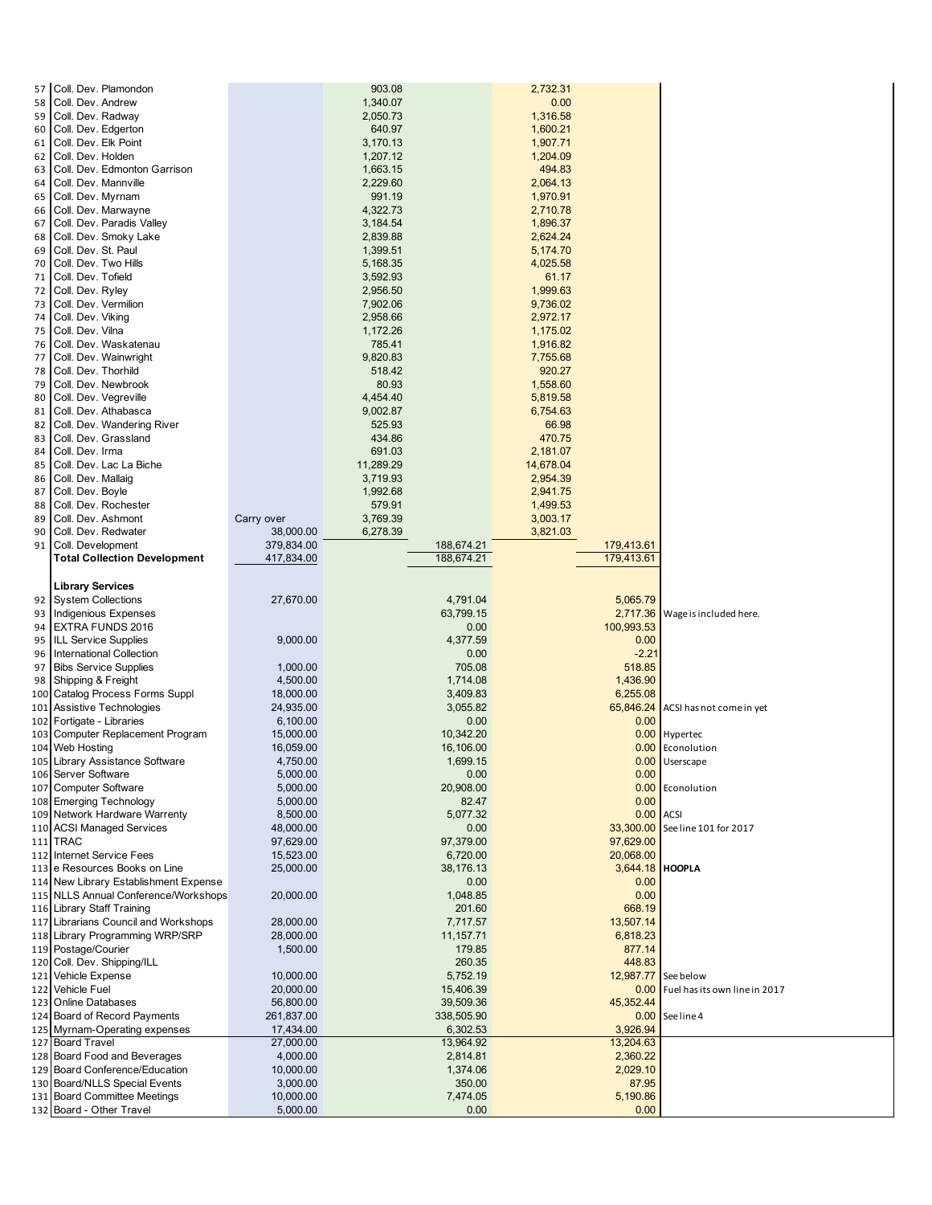| # | Item | | | | | | Notes |
|---|---|---|---|---|---|---|---|
| 57 | Coll. Dev. Plamondon | | 903.08 | | 2,732.31 | | |
| 58 | Coll. Dev. Andrew | | 1,340.07 | | 0.00 | | |
| 59 | Coll. Dev. Radway | | 2,050.73 | | 1,316.58 | | |
| 60 | Coll. Dev. Edgerton | | 640.97 | | 1,600.21 | | |
| 61 | Coll. Dev. Elk Point | | 3,170.13 | | 1,907.71 | | |
| 62 | Coll. Dev. Holden | | 1,207.12 | | 1,204.09 | | |
| 63 | Coll. Dev. Edmonton Garrison | | 1,663.15 | | 494.83 | | |
| 64 | Coll. Dev. Mannville | | 2,229.60 | | 2,064.13 | | |
| 65 | Coll. Dev. Myrnam | | 991.19 | | 1,970.91 | | |
| 66 | Coll. Dev. Marwayne | | 4,322.73 | | 2,710.78 | | |
| 67 | Coll. Dev. Paradis Valley | | 3,184.54 | | 1,896.37 | | |
| 68 | Coll. Dev. Smoky Lake | | 2,839.88 | | 2,624.24 | | |
| 69 | Coll. Dev. St. Paul | | 1,399.51 | | 5,174.70 | | |
| 70 | Coll. Dev. Two Hills | | 5,168.35 | | 4,025.58 | | |
| 71 | Coll. Dev. Tofield | | 3,592.93 | | 61.17 | | |
| 72 | Coll. Dev. Ryley | | 2,956.50 | | 1,999.63 | | |
| 73 | Coll. Dev. Vermilion | | 7,902.06 | | 9,736.02 | | |
| 74 | Coll. Dev. Viking | | 2,958.66 | | 2,972.17 | | |
| 75 | Coll. Dev. Vilna | | 1,172.26 | | 1,175.02 | | |
| 76 | Coll. Dev. Waskatenau | | 785.41 | | 1,916.82 | | |
| 77 | Coll. Dev. Wainwright | | 9,820.83 | | 7,755.68 | | |
| 78 | Coll. Dev. Thorhild | | 518.42 | | 920.27 | | |
| 79 | Coll. Dev. Newbrook | | 80.93 | | 1,558.60 | | |
| 80 | Coll. Dev. Vegreville | | 4,454.40 | | 5,819.58 | | |
| 81 | Coll. Dev. Athabasca | | 9,002.87 | | 6,754.63 | | |
| 82 | Coll. Dev. Wandering River | | 525.93 | | 66.98 | | |
| 83 | Coll. Dev. Grassland | | 434.86 | | 470.75 | | |
| 84 | Coll. Dev. Irma | | 691.03 | | 2,181.07 | | |
| 85 | Coll. Dev. Lac La Biche | | 11,289.29 | | 14,678.04 | | |
| 86 | Coll. Dev. Mallaig | | 3,719.93 | | 2,954.39 | | |
| 87 | Coll. Dev. Boyle | | 1,992.68 | | 2,941.75 | | |
| 88 | Coll. Dev. Rochester | | 579.91 | | 1,499.53 | | |
| 89 | Coll. Dev. Ashmont | Carry over | 3,769.39 | | 3,003.17 | | |
| 90 | Coll. Dev. Redwater | 38,000.00 | 6,278.39 | | 3,821.03 | | |
| 91 | Coll. Development | 379,834.00 | | 188,674.21 | | 179,413.61 | |
| | **Total Collection Development** | 417,834.00 | | 188,674.21 | | 179,413.61 | |
| | | | | | | | |
| | **Library Services** | | | | | | |
| 92 | System Collections | 27,670.00 | | 4,791.04 | | 5,065.79 | |
| 93 | Indigenious Expenses | | | 63,799.15 | | 2,717.36 | Wage is included here. |
| 94 | EXTRA FUNDS 2016 | | | 0.00 | | 100,993.53 | |
| 95 | ILL Service Supplies | 9,000.00 | | 4,377.59 | | 0.00 | |
| 96 | International Collection | | | 0.00 | | -2.21 | |
| 97 | Bibs Service Supplies | 1,000.00 | | 705.08 | | 518.85 | |
| 98 | Shipping & Freight | 4,500.00 | | 1,714.08 | | 1,436.90 | |
| 100 | Catalog Process Forms Suppl | 18,000.00 | | 3,409.83 | | 6,255.08 | |
| 101 | Assistive Technologies | 24,935.00 | | 3,055.82 | | 65,846.24 | ACSI has not come in yet |
| 102 | Fortigate - Libraries | 6,100.00 | | 0.00 | | 0.00 | |
| 103 | Computer Replacement Program | 15,000.00 | | 10,342.20 | | 0.00 | Hypertec |
| 104 | Web Hosting | 16,059.00 | | 16,106.00 | | 0.00 | Econolution |
| 105 | Library Assistance Software | 4,750.00 | | 1,699.15 | | 0.00 | Userscape |
| 106 | Server Software | 5,000.00 | | 0.00 | | 0.00 | |
| 107 | Computer Software | 5,000.00 | | 20,908.00 | | 0.00 | Econolution |
| 108 | Emerging Technology | 5,000.00 | | 82.47 | | 0.00 | |
| 109 | Network Hardware Warrenty | 8,500.00 | | 5,077.32 | | 0.00 | ACSI |
| 110 | ACSI Managed Services | 48,000.00 | | 0.00 | | 33,300.00 | See line 101 for 2017 |
| 111 | TRAC | 97,629.00 | | 97,379.00 | | 97,629.00 | |
| 112 | Internet Service Fees | 15,523.00 | | 6,720.00 | | 20,068.00 | |
| 113 | e Resources Books on Line | 25,000.00 | | 38,176.13 | | 3,644.18 | **HOOPLA** |
| 114 | New Library Establishment Expense | | | 0.00 | | 0.00 | |
| 115 | NLLS Annual Conference/Workshops | 20,000.00 | | 1,048.85 | | 0.00 | |
| 116 | Library Staff Training | | | 201.60 | | 668.19 | |
| 117 | Librarians Council and Workshops | 28,000.00 | | 7,717.57 | | 13,507.14 | |
| 118 | Library Programming WRP/SRP | 28,000.00 | | 11,157.71 | | 6,818.23 | |
| 119 | Postage/Courier | 1,500.00 | | 179.85 | | 877.14 | |
| 120 | Coll. Dev. Shipping/ILL | | | 260.35 | | 448.83 | |
| 121 | Vehicle Expense | 10,000.00 | | 5,752.19 | | 12,987.77 | See below |
| 122 | Vehicle Fuel | 20,000.00 | | 15,406.39 | | 0.00 | Fuel has its own line in 2017 |
| 123 | Online Databases | 56,800.00 | | 39,509.36 | | 45,352.44 | |
| 124 | Board of Record Payments | 261,837.00 | | 338,505.90 | | 0.00 | See line 4 |
| 125 | Myrnam-Operating expenses | 17,434.00 | | 6,302.53 | | 3,926.94 | |
| 127 | Board Travel | 27,000.00 | | 13,964.92 | | 13,204.63 | |
| 128 | Board Food and Beverages | 4,000.00 | | 2,814.81 | | 2,360.22 | |
| 129 | Board Conference/Education | 10,000.00 | | 1,374.06 | | 2,029.10 | |
| 130 | Board/NLLS Special Events | 3,000.00 | | 350.00 | | 87.95 | |
| 131 | Board Committee Meetings | 10,000.00 | | 7,474.05 | | 5,190.86 | |
| 132 | Board - Other Travel | 5,000.00 | | 0.00 | | 0.00 | |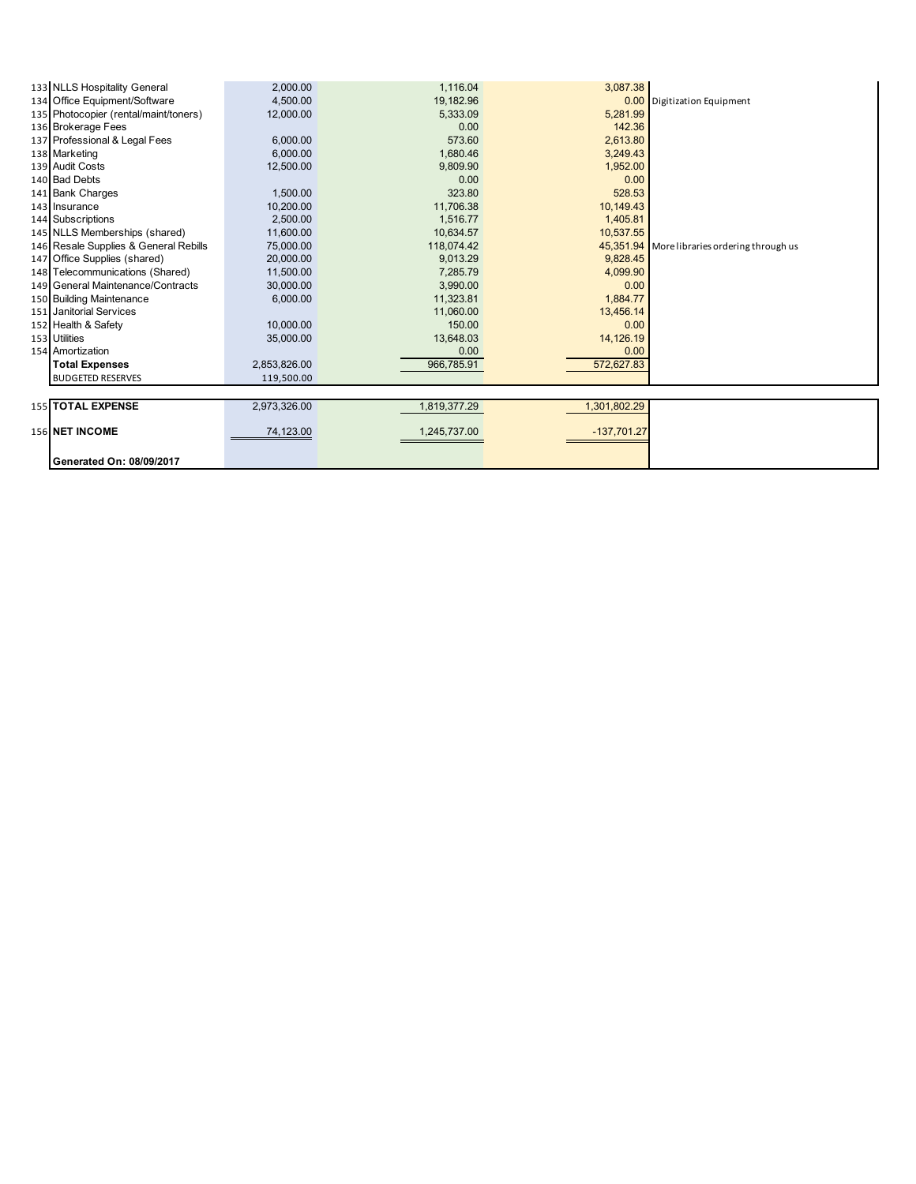| | | | | | |
|---|---|---|---|---|---|
| 133 | NLLS Hospitality General | 2,000.00 | 1,116.04 | 3,087.38 | |
| 134 | Office Equipment/Software | 4,500.00 | 19,182.96 | 0.00 | Digitization Equipment |
| 135 | Photocopier (rental/maint/toners) | 12,000.00 | 5,333.09 | 5,281.99 | |
| 136 | Brokerage Fees | | 0.00 | 142.36 | |
| 137 | Professional & Legal Fees | 6,000.00 | 573.60 | 2,613.80 | |
| 138 | Marketing | 6,000.00 | 1,680.46 | 3,249.43 | |
| 139 | Audit Costs | 12,500.00 | 9,809.90 | 1,952.00 | |
| 140 | Bad Debts | | 0.00 | 0.00 | |
| 141 | Bank Charges | 1,500.00 | 323.80 | 528.53 | |
| 143 | Insurance | 10,200.00 | 11,706.38 | 10,149.43 | |
| 144 | Subscriptions | 2,500.00 | 1,516.77 | 1,405.81 | |
| 145 | NLLS Memberships (shared) | 11,600.00 | 10,634.57 | 10,537.55 | |
| 146 | Resale Supplies & General Rebills | 75,000.00 | 118,074.42 | 45,351.94 | More libraries ordering through us |
| 147 | Office Supplies (shared) | 20,000.00 | 9,013.29 | 9,828.45 | |
| 148 | Telecommunications (Shared) | 11,500.00 | 7,285.79 | 4,099.90 | |
| 149 | General Maintenance/Contracts | 30,000.00 | 3,990.00 | 0.00 | |
| 150 | Building Maintenance | 6,000.00 | 11,323.81 | 1,884.77 | |
| 151 | Janitorial Services | | 11,060.00 | 13,456.14 | |
| 152 | Health & Safety | 10,000.00 | 150.00 | 0.00 | |
| 153 | Utilities | 35,000.00 | 13,648.03 | 14,126.19 | |
| 154 | Amortization | | 0.00 | 0.00 | |
| | **Total Expenses** | 2,853,826.00 | 966,785.91 | 572,627.83 | |
| | BUDGETED RESERVES | 119,500.00 | | | |
| 155 | **TOTAL EXPENSE** | 2,973,326.00 | 1,819,377.29 | 1,301,802.29 | |
| 156 | **NET INCOME** | 74,123.00 | 1,245,737.00 | -137,701.27 | |
| | **Generated On: 08/09/2017** | | | | |